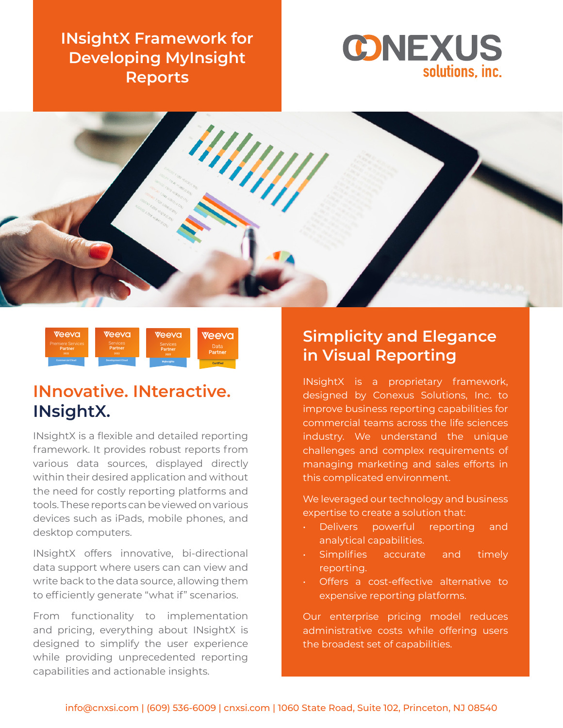# INsightX Framework for Developing MyInsight Reports

CONEXUS solutions, inc.

## INnovative. INteractive. INsightX.

INsightX is a flexible and detailed reporting framework. It provides robust reports from various data sources, displayed directly within their desired application and without the need for costly reporting platforms and tools. These reports can be viewed on various devices such as iPads, mobile phones, and desktop computers.

INsightX offers innovative, bi-directional data support where users can can view and write back to the data source, allowing them to efficiently generate "what if" scenarios.

From functionality to implementation and pricing, everything about INsightX is designed to simplify the user experience while providing unprecedented reporting capabilities and actionable insights.

## Simplicity and Elegance in Visual Reporting

INsightX is a proprietary framework, designed by Conexus Solutions, Inc. to improve business reporting capabilities for commercial teams across the life sciences industry. We understand the unique challenges and complex requirements of managing marketing and sales efforts in this complicated environment.

We leveraged our technology and business expertise to create a solution that:

- Delivers powerful reporting and analytical capabilities.
- Simplifies accurate and timely reporting.
- Offers a cost-effective alternative to expensive reporting platforms.

Our enterprise pricing model reduces administrative costs while offering users the broadest set of capabilities.

info@cnxsi.com | (609) 536-6009 | cnxsi.com | 1060 State Road, Suite 102, Princeton, NJ 08540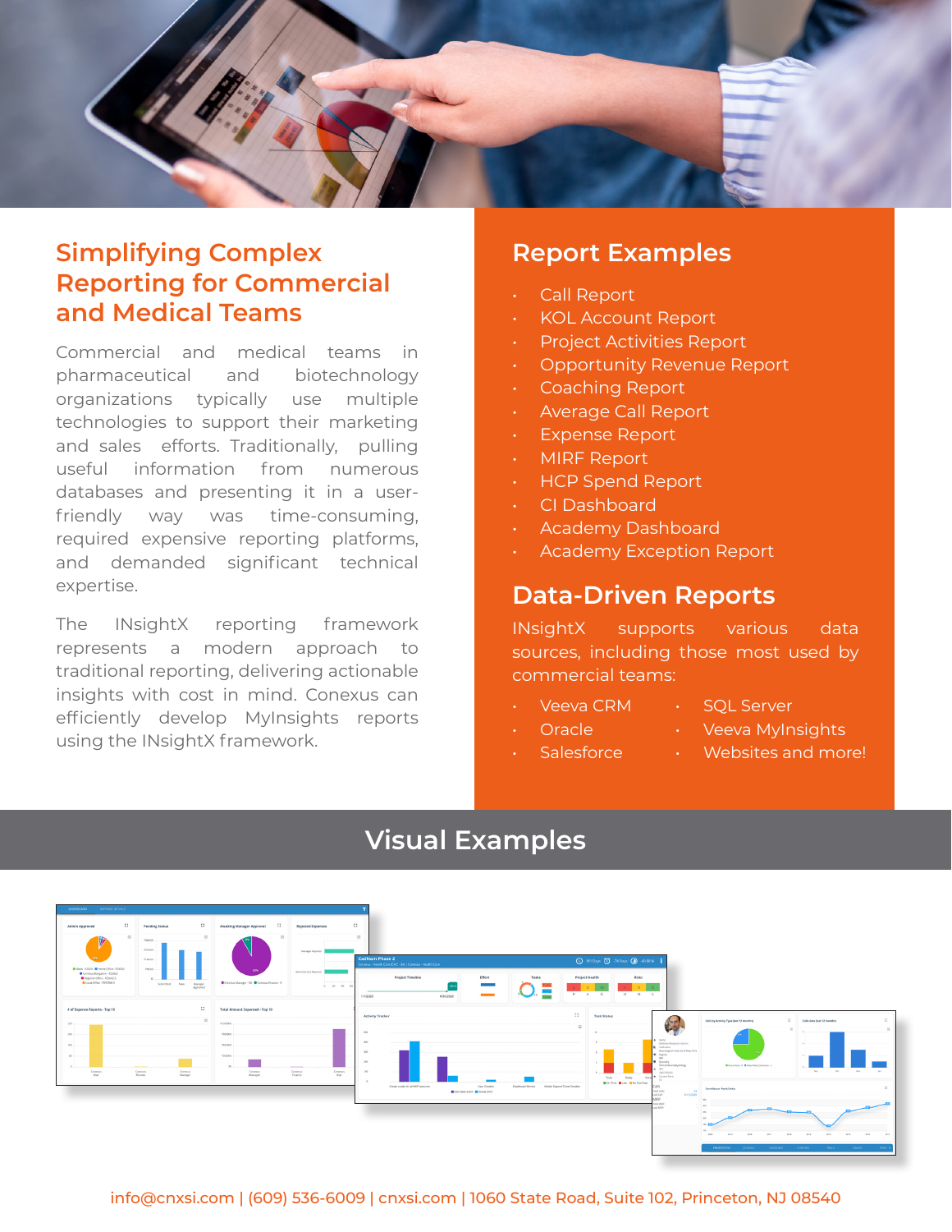## Simplifying Complex Reporting for Commercial and Medical Teams

Commercial and medical teams in pharmaceutical and biotechnology organizations typically use multiple technologies to support their marketing and sales efforts. Traditionally, pulling useful information from numerous databases and presenting it in a user-friendly way was time-consuming, required expensive reporting platforms, and demanded significant technical expertise.

The INsightX reporting framework represents a modern approach to traditional reporting, delivering actionable insights with cost in mind. Conexus can efficiently develop MyInsights reports using the INsightX framework.

## Report Examples

- Call Report
- KOL Account Report
- Project Activities Report
- Opportunity Revenue Report
- Coaching Report
- Average Call Report
- Expense Report
- MIRF Report
- HCP Spend Report
- CI Dashboard
- Academy Dashboard
- Academy Exception Report

## Data-Driven Reports

INsightX supports various data sources, including those most used by commercial teams:

- Veeva CRM
- Oracle
- Salesforce
- SQL Server
- Veeva MyInsights
- Websites and more!

## Visual Examples

info@cnxsi.com | (609) 536-6009 | cnxsi.com | 1060 State Road, Suite 102, Princeton, NJ 08540